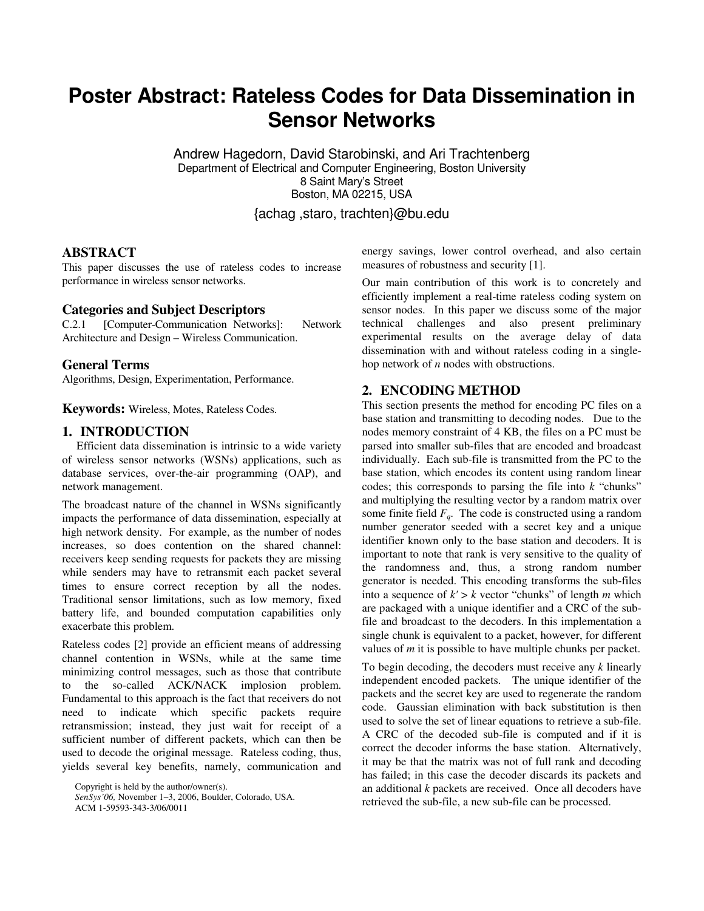# Poster Abstract: Rateless Codes for Data Dissemination in Sensor Networks

Andrew Hagedorn, David Starobinski, and Ari Trachtenberg
Department of Electrical and Computer Engineering, Boston University
8 Saint Mary's Street
Boston, MA 02215, USA

{achag ,staro, trachten}@bu.edu

## ABSTRACT

This paper discusses the use of rateless codes to increase performance in wireless sensor networks.

### Categories and Subject Descriptors

C.2.1 [Computer-Communication Networks]: Network Architecture and Design – Wireless Communication.

### General Terms

Algorithms, Design, Experimentation, Performance.

**Keywords:** Wireless, Motes, Rateless Codes.

## 1. INTRODUCTION

Efficient data dissemination is intrinsic to a wide variety of wireless sensor networks (WSNs) applications, such as database services, over-the-air programming (OAP), and network management.

The broadcast nature of the channel in WSNs significantly impacts the performance of data dissemination, especially at high network density. For example, as the number of nodes increases, so does contention on the shared channel: receivers keep sending requests for packets they are missing while senders may have to retransmit each packet several times to ensure correct reception by all the nodes. Traditional sensor limitations, such as low memory, fixed battery life, and bounded computation capabilities only exacerbate this problem.

Rateless codes [2] provide an efficient means of addressing channel contention in WSNs, while at the same time minimizing control messages, such as those that contribute to the so-called ACK/NACK implosion problem. Fundamental to this approach is the fact that receivers do not need to indicate which specific packets require retransmission; instead, they just wait for receipt of a sufficient number of different packets, which can then be used to decode the original message. Rateless coding, thus, yields several key benefits, namely, communication and energy savings, lower control overhead, and also certain measures of robustness and security [1].

Our main contribution of this work is to concretely and efficiently implement a real-time rateless coding system on sensor nodes. In this paper we discuss some of the major technical challenges and also present preliminary experimental results on the average delay of data dissemination with and without rateless coding in a single-hop network of *n* nodes with obstructions.

Copyright is held by the author/owner(s).
*SenSys'06*, November 1–3, 2006, Boulder, Colorado, USA.
ACM 1-59593-343-3/06/0011

## 2. ENCODING METHOD

This section presents the method for encoding PC files on a base station and transmitting to decoding nodes. Due to the nodes memory constraint of 4 KB, the files on a PC must be parsed into smaller sub-files that are encoded and broadcast individually. Each sub-file is transmitted from the PC to the base station, which encodes its content using random linear codes; this corresponds to parsing the file into *k* "chunks" and multiplying the resulting vector by a random matrix over some finite field $F_q$. The code is constructed using a random number generator seeded with a secret key and a unique identifier known only to the base station and decoders. It is important to note that rank is very sensitive to the quality of the randomness and, thus, a strong random number generator is needed. This encoding transforms the sub-files into a sequence of $k' > k$ vector "chunks" of length *m* which are packaged with a unique identifier and a CRC of the sub-file and broadcast to the decoders. In this implementation a single chunk is equivalent to a packet, however, for different values of *m* it is possible to have multiple chunks per packet.

To begin decoding, the decoders must receive any *k* linearly independent encoded packets. The unique identifier of the packets and the secret key are used to regenerate the random code. Gaussian elimination with back substitution is then used to solve the set of linear equations to retrieve a sub-file. A CRC of the decoded sub-file is computed and if it is correct the decoder informs the base station. Alternatively, it may be that the matrix was not of full rank and decoding has failed; in this case the decoder discards its packets and an additional *k* packets are received. Once all decoders have retrieved the sub-file, a new sub-file can be processed.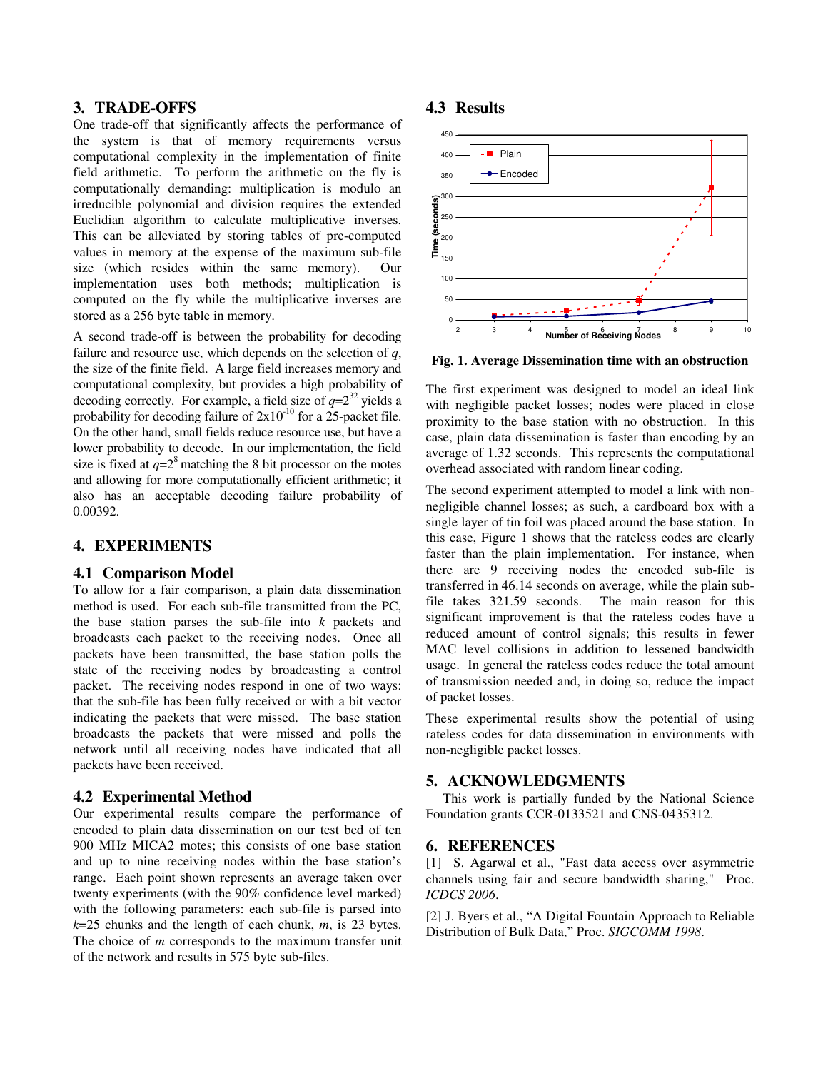## 3. TRADE-OFFS

One trade-off that significantly affects the performance of the system is that of memory requirements versus computational complexity in the implementation of finite field arithmetic. To perform the arithmetic on the fly is computationally demanding: multiplication is modulo an irreducible polynomial and division requires the extended Euclidian algorithm to calculate multiplicative inverses. This can be alleviated by storing tables of pre-computed values in memory at the expense of the maximum sub-file size (which resides within the same memory). Our implementation uses both methods; multiplication is computed on the fly while the multiplicative inverses are stored as a 256 byte table in memory.

A second trade-off is between the probability for decoding failure and resource use, which depends on the selection of $q$, the size of the finite field. A large field increases memory and computational complexity, but provides a high probability of decoding correctly. For example, a field size of $q=2^{32}$ yields a probability for decoding failure of $2x10^{-10}$ for a 25-packet file. On the other hand, small fields reduce resource use, but have a lower probability to decode. In our implementation, the field size is fixed at $q=2^{8}$ matching the 8 bit processor on the motes and allowing for more computationally efficient arithmetic; it also has an acceptable decoding failure probability of 0.00392.

## 4. EXPERIMENTS

### 4.1 Comparison Model

To allow for a fair comparison, a plain data dissemination method is used. For each sub-file transmitted from the PC, the base station parses the sub-file into $k$ packets and broadcasts each packet to the receiving nodes. Once all packets have been transmitted, the base station polls the state of the receiving nodes by broadcasting a control packet. The receiving nodes respond in one of two ways: that the sub-file has been fully received or with a bit vector indicating the packets that were missed. The base station broadcasts the packets that were missed and polls the network until all receiving nodes have indicated that all packets have been received.

### 4.2 Experimental Method

Our experimental results compare the performance of encoded to plain data dissemination on our test bed of ten 900 MHz MICA2 motes; this consists of one base station and up to nine receiving nodes within the base station's range. Each point shown represents an average taken over twenty experiments (with the 90% confidence level marked) with the following parameters: each sub-file is parsed into $k$=25 chunks and the length of each chunk, $m$, is 23 bytes. The choice of $m$ corresponds to the maximum transfer unit of the network and results in 575 byte sub-files.

### 4.3 Results

Plain
Encoded
Time (seconds)
0 50 100 150 200 250 300 350 400 450
2 3 4 5 6 7 8 9 10
Number of Receiving Nodes

**Fig. 1. Average Dissemination time with an obstruction**

The first experiment was designed to model an ideal link with negligible packet losses; nodes were placed in close proximity to the base station with no obstruction. In this case, plain data dissemination is faster than encoding by an average of 1.32 seconds. This represents the computational overhead associated with random linear coding.

The second experiment attempted to model a link with non-negligible channel losses; as such, a cardboard box with a single layer of tin foil was placed around the base station. In this case, Figure 1 shows that the rateless codes are clearly faster than the plain implementation. For instance, when there are 9 receiving nodes the encoded sub-file is transferred in 46.14 seconds on average, while the plain sub-file takes 321.59 seconds. The main reason for this significant improvement is that the rateless codes have a reduced amount of control signals; this results in fewer MAC level collisions in addition to lessened bandwidth usage. In general the rateless codes reduce the total amount of transmission needed and, in doing so, reduce the impact of packet losses.

These experimental results show the potential of using rateless codes for data dissemination in environments with non-negligible packet losses.

## 5. ACKNOWLEDGMENTS

This work is partially funded by the National Science Foundation grants CCR-0133521 and CNS-0435312.

## 6. REFERENCES

[1] S. Agarwal et al., "Fast data access over asymmetric channels using fair and secure bandwidth sharing," Proc. *ICDCS 2006*.

[2] J. Byers et al., "A Digital Fountain Approach to Reliable Distribution of Bulk Data," Proc. *SIGCOMM 1998*.